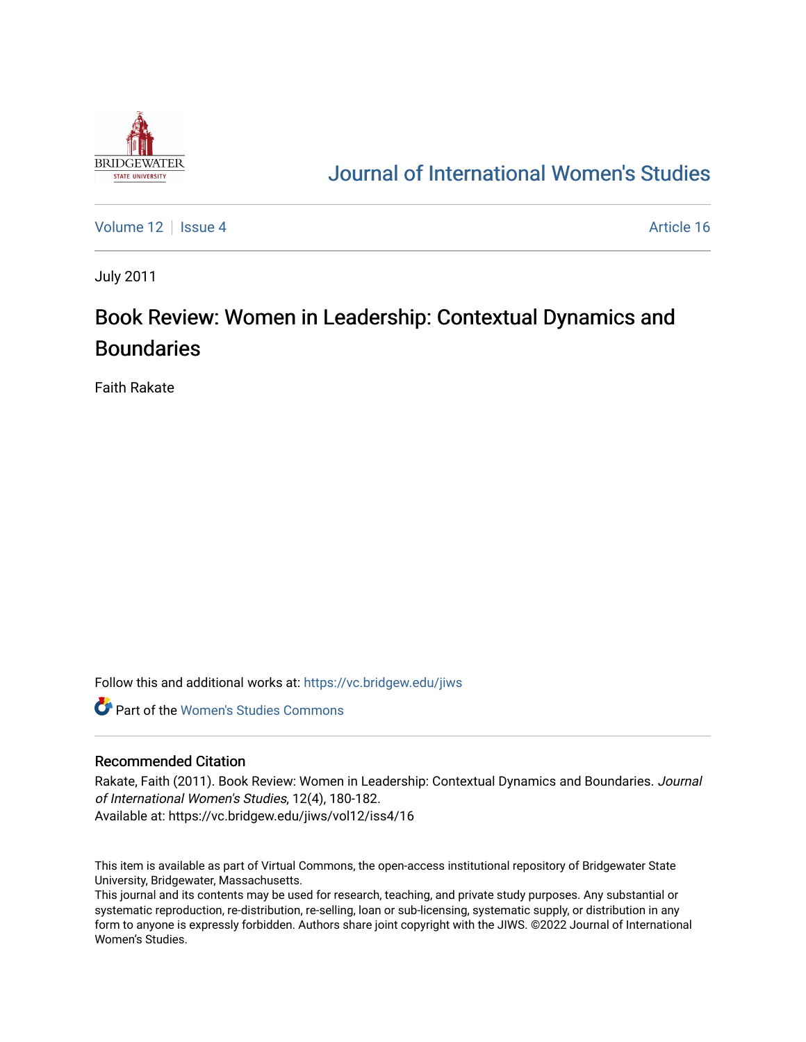# Journal of International Women's Studies

Volume 12 | Issue 4 | Article 16

July 2011

## Book Review: Women in Leadership: Contextual Dynamics and Boundaries

Faith Rakate

Follow this and additional works at: https://vc.bridgew.edu/jiws

Part of the Women's Studies Commons

### Recommended Citation

Rakate, Faith (2011). Book Review: Women in Leadership: Contextual Dynamics and Boundaries. *Journal of International Women's Studies*, 12(4), 180-182.
Available at: https://vc.bridgew.edu/jiws/vol12/iss4/16

This item is available as part of Virtual Commons, the open-access institutional repository of Bridgewater State University, Bridgewater, Massachusetts.
This journal and its contents may be used for research, teaching, and private study purposes. Any substantial or systematic reproduction, re-distribution, re-selling, loan or sub-licensing, systematic supply, or distribution in any form to anyone is expressly forbidden. Authors share joint copyright with the JIWS. ©2022 Journal of International Women's Studies.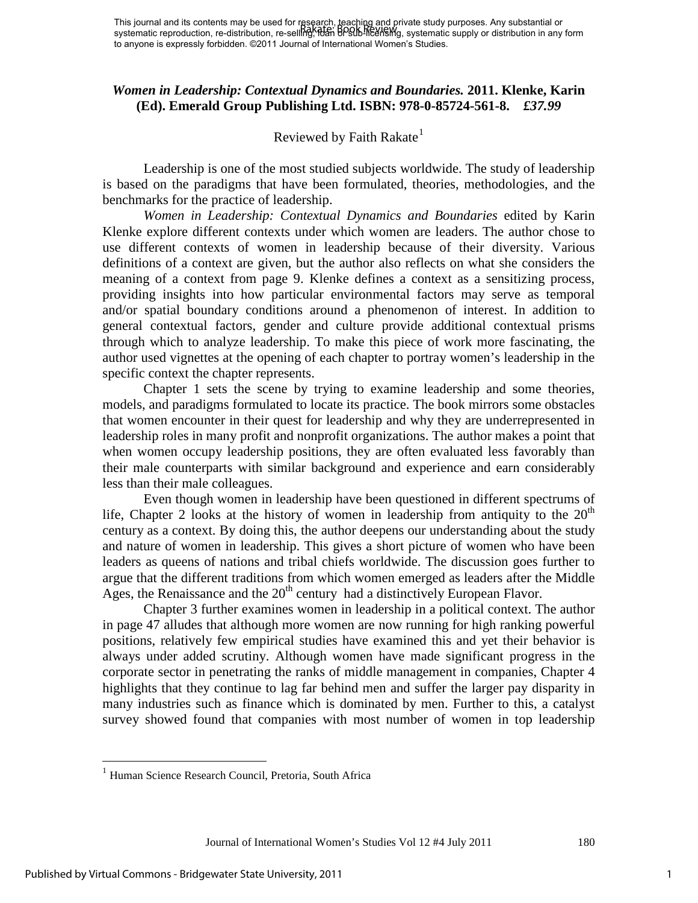**Women in Leadership: Contextual Dynamics and Boundaries. 2011. Klenke, Karin (Ed). Emerald Group Publishing Ltd. ISBN: 978-0-85724-561-8. £37.99**

Reviewed by Faith Rakate[1]

Leadership is one of the most studied subjects worldwide. The study of leadership is based on the paradigms that have been formulated, theories, methodologies, and the benchmarks for the practice of leadership.

*Women in Leadership: Contextual Dynamics and Boundaries* edited by Karin Klenke explore different contexts under which women are leaders. The author chose to use different contexts of women in leadership because of their diversity. Various definitions of a context are given, but the author also reflects on what she considers the meaning of a context from page 9. Klenke defines a context as a sensitizing process, providing insights into how particular environmental factors may serve as temporal and/or spatial boundary conditions around a phenomenon of interest. In addition to general contextual factors, gender and culture provide additional contextual prisms through which to analyze leadership. To make this piece of work more fascinating, the author used vignettes at the opening of each chapter to portray women's leadership in the specific context the chapter represents.

Chapter 1 sets the scene by trying to examine leadership and some theories, models, and paradigms formulated to locate its practice. The book mirrors some obstacles that women encounter in their quest for leadership and why they are underrepresented in leadership roles in many profit and nonprofit organizations. The author makes a point that when women occupy leadership positions, they are often evaluated less favorably than their male counterparts with similar background and experience and earn considerably less than their male colleagues.

Even though women in leadership have been questioned in different spectrums of life, Chapter 2 looks at the history of women in leadership from antiquity to the 20th century as a context. By doing this, the author deepens our understanding about the study and nature of women in leadership. This gives a short picture of women who have been leaders as queens of nations and tribal chiefs worldwide. The discussion goes further to argue that the different traditions from which women emerged as leaders after the Middle Ages, the Renaissance and the 20th century had a distinctively European Flavor.

Chapter 3 further examines women in leadership in a political context. The author in page 47 alludes that although more women are now running for high ranking powerful positions, relatively few empirical studies have examined this and yet their behavior is always under added scrutiny. Although women have made significant progress in the corporate sector in penetrating the ranks of middle management in companies, Chapter 4 highlights that they continue to lag far behind men and suffer the larger pay disparity in many industries such as finance which is dominated by men. Further to this, a catalyst survey showed found that companies with most number of women in top leadership

[1] Human Science Research Council, Pretoria, South Africa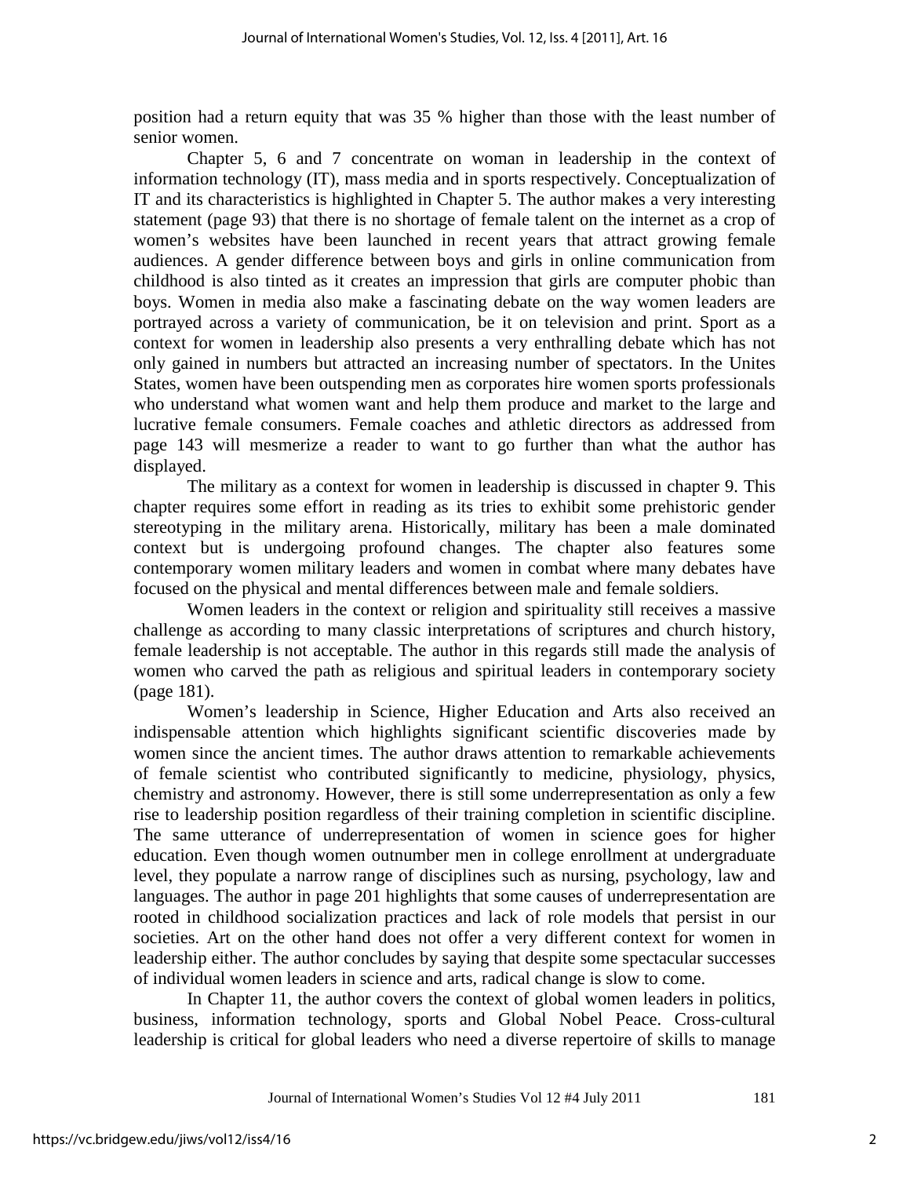position had a return equity that was 35 % higher than those with the least number of senior women.

Chapter 5, 6 and 7 concentrate on woman in leadership in the context of information technology (IT), mass media and in sports respectively. Conceptualization of IT and its characteristics is highlighted in Chapter 5. The author makes a very interesting statement (page 93) that there is no shortage of female talent on the internet as a crop of women's websites have been launched in recent years that attract growing female audiences. A gender difference between boys and girls in online communication from childhood is also tinted as it creates an impression that girls are computer phobic than boys. Women in media also make a fascinating debate on the way women leaders are portrayed across a variety of communication, be it on television and print. Sport as a context for women in leadership also presents a very enthralling debate which has not only gained in numbers but attracted an increasing number of spectators. In the Unites States, women have been outspending men as corporates hire women sports professionals who understand what women want and help them produce and market to the large and lucrative female consumers. Female coaches and athletic directors as addressed from page 143 will mesmerize a reader to want to go further than what the author has displayed.

The military as a context for women in leadership is discussed in chapter 9. This chapter requires some effort in reading as its tries to exhibit some prehistoric gender stereotyping in the military arena. Historically, military has been a male dominated context but is undergoing profound changes. The chapter also features some contemporary women military leaders and women in combat where many debates have focused on the physical and mental differences between male and female soldiers.

Women leaders in the context or religion and spirituality still receives a massive challenge as according to many classic interpretations of scriptures and church history, female leadership is not acceptable. The author in this regards still made the analysis of women who carved the path as religious and spiritual leaders in contemporary society (page 181).

Women's leadership in Science, Higher Education and Arts also received an indispensable attention which highlights significant scientific discoveries made by women since the ancient times. The author draws attention to remarkable achievements of female scientist who contributed significantly to medicine, physiology, physics, chemistry and astronomy. However, there is still some underrepresentation as only a few rise to leadership position regardless of their training completion in scientific discipline. The same utterance of underrepresentation of women in science goes for higher education. Even though women outnumber men in college enrollment at undergraduate level, they populate a narrow range of disciplines such as nursing, psychology, law and languages. The author in page 201 highlights that some causes of underrepresentation are rooted in childhood socialization practices and lack of role models that persist in our societies. Art on the other hand does not offer a very different context for women in leadership either. The author concludes by saying that despite some spectacular successes of individual women leaders in science and arts, radical change is slow to come.

In Chapter 11, the author covers the context of global women leaders in politics, business, information technology, sports and Global Nobel Peace. Cross-cultural leadership is critical for global leaders who need a diverse repertoire of skills to manage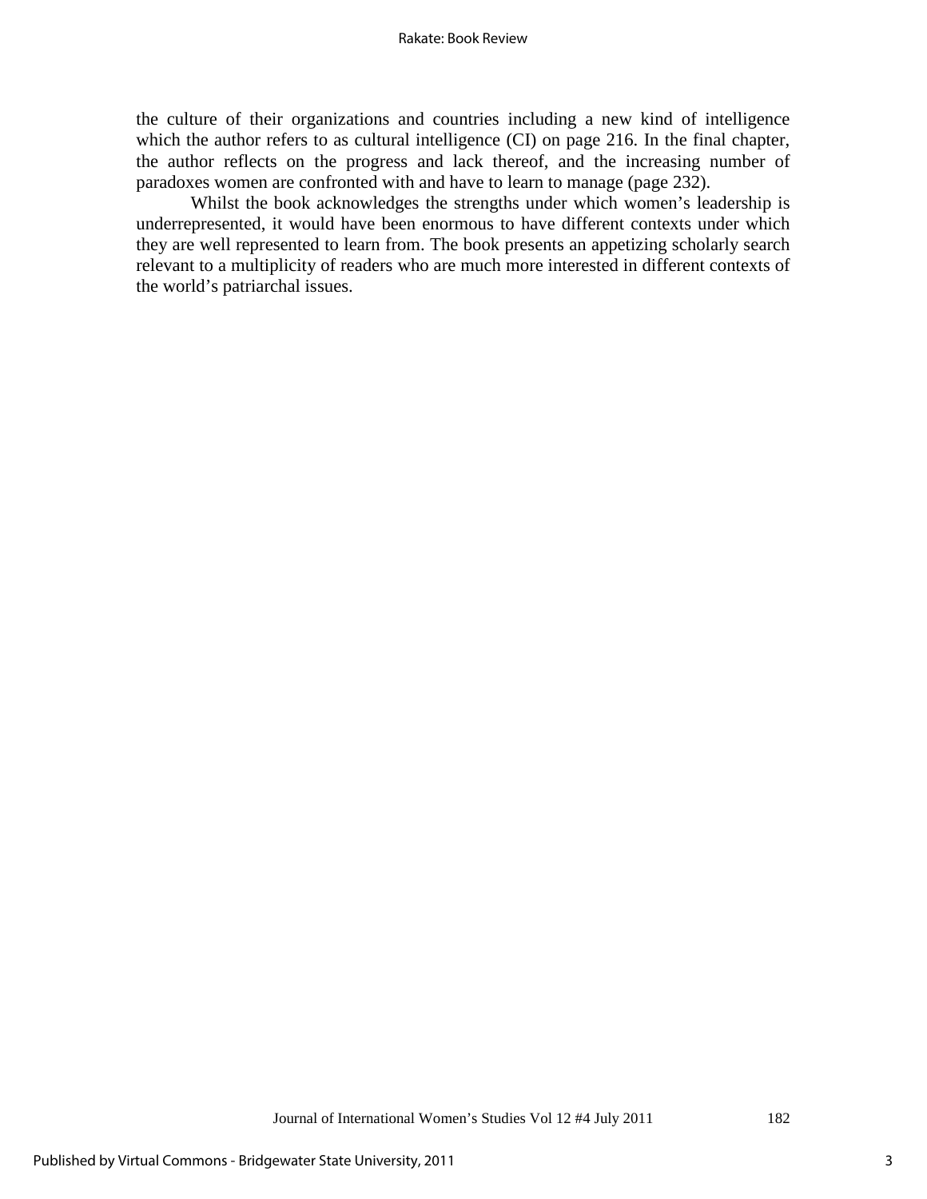the culture of their organizations and countries including a new kind of intelligence which the author refers to as cultural intelligence (CI) on page 216. In the final chapter, the author reflects on the progress and lack thereof, and the increasing number of paradoxes women are confronted with and have to learn to manage (page 232).

Whilst the book acknowledges the strengths under which women's leadership is underrepresented, it would have been enormous to have different contexts under which they are well represented to learn from. The book presents an appetizing scholarly search relevant to a multiplicity of readers who are much more interested in different contexts of the world's patriarchal issues.